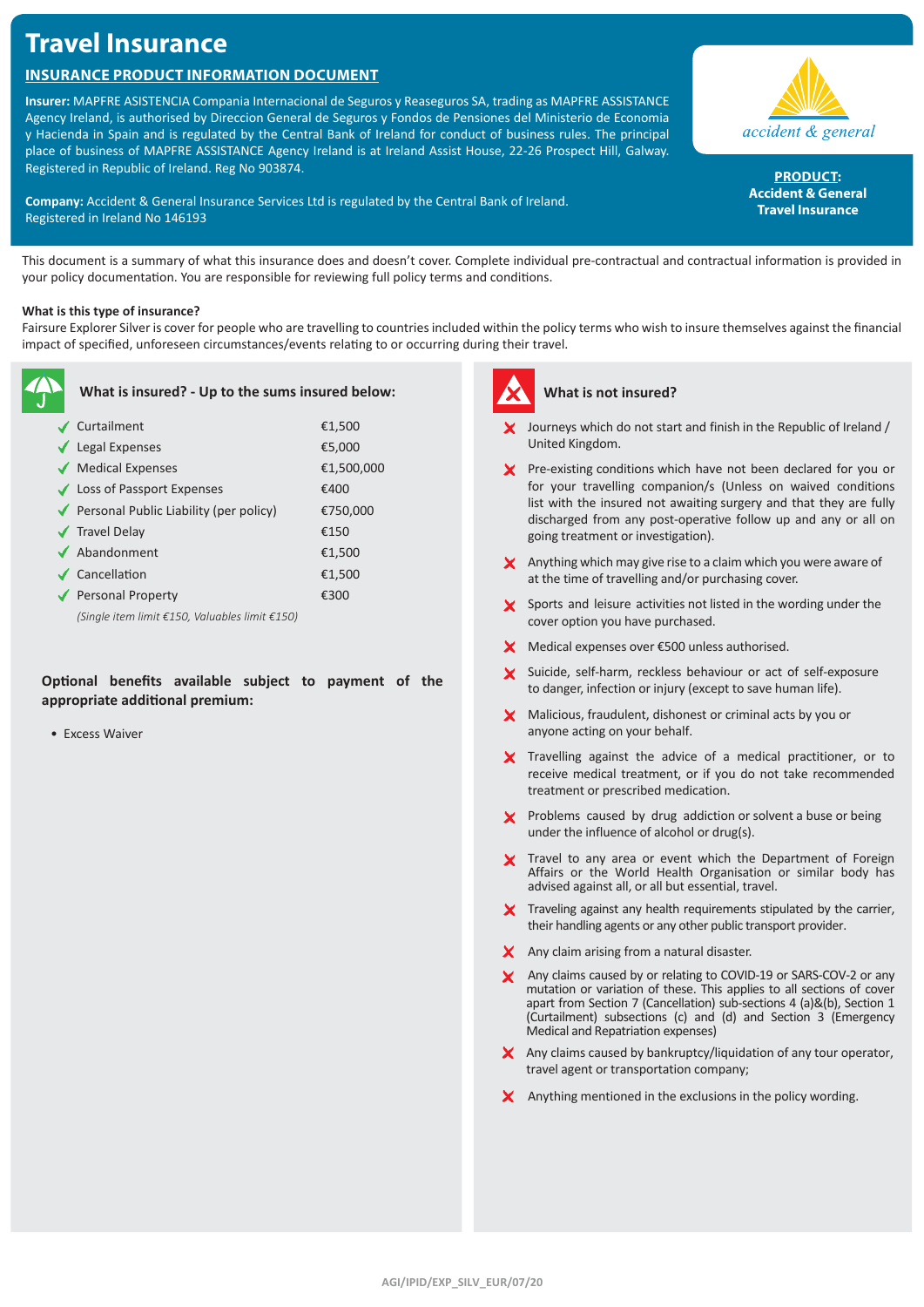# Travel Insurance

## INSURANCE PRODUCT INFORMATION DOCUMENT

**Insurer:** MAPFRE ASISTENCIA Compania Internacional de Seguros y Reaseguros SA, trading as MAPFRE ASSISTANCE Agency Ireland, is authorised by Direccion General de Seguros y Fondos de Pensiones del Ministerio de Economia y Hacienda in Spain and is regulated by the Central Bank of Ireland for conduct of business rules. The principal place of business of MAPFRE ASSISTANCE Agency Ireland is at Ireland Assist House, 22-26 Prospect Hill, Galway. Registered in Republic of Ireland. Reg No 903874.

**Company:** Accident & General Insurance Services Ltd is regulated by the Central Bank of Ireland. Registered in Ireland No 146193

accident & general

**PRODUCT:**
**Accident & General Travel Insurance**

This document is a summary of what this insurance does and doesn't cover. Complete individual pre-contractual and contractual information is provided in your policy documentation. You are responsible for reviewing full policy terms and conditions.

**What is this type of insurance?**
Fairsure Explorer Silver is cover for people who are travelling to countries included within the policy terms who wish to insure themselves against the financial impact of specified, unforeseen circumstances/events relating to or occurring during their travel.

### What is insured? - Up to the sums insured below:

| | |
|---|---|
| ✓ Curtailment | €1,500 |
| ✓ Legal Expenses | €5,000 |
| ✓ Medical Expenses | €1,500,000 |
| ✓ Loss of Passport Expenses | €400 |
| ✓ Personal Public Liability (per policy) | €750,000 |
| ✓ Travel Delay | €150 |
| ✓ Abandonment | €1,500 |
| ✓ Cancellation | €1,500 |
| ✓ Personal Property | €300 |

*(Single item limit €150, Valuables limit €150)*

**Optional benefits available subject to payment of the appropriate additional premium:**

- Excess Waiver

### What is not insured?

- ✗ Journeys which do not start and finish in the Republic of Ireland / United Kingdom.
- ✗ Pre-existing conditions which have not been declared for you or for your travelling companion/s (Unless on waived conditions list with the insured not awaiting surgery and that they are fully discharged from any post-operative follow up and any or all on going treatment or investigation).
- ✗ Anything which may give rise to a claim which you were aware of at the time of travelling and/or purchasing cover.
- ✗ Sports and leisure activities not listed in the wording under the cover option you have purchased.
- ✗ Medical expenses over €500 unless authorised.
- ✗ Suicide, self-harm, reckless behaviour or act of self-exposure to danger, infection or injury (except to save human life).
- ✗ Malicious, fraudulent, dishonest or criminal acts by you or anyone acting on your behalf.
- ✗ Travelling against the advice of a medical practitioner, or to receive medical treatment, or if you do not take recommended treatment or prescribed medication.
- ✗ Problems caused by drug addiction or solvent a buse or being under the influence of alcohol or drug(s).
- ✗ Travel to any area or event which the Department of Foreign Affairs or the World Health Organisation or similar body has advised against all, or all but essential, travel.
- ✗ Traveling against any health requirements stipulated by the carrier, their handling agents or any other public transport provider.
- ✗ Any claim arising from a natural disaster.
- ✗ Any claims caused by or relating to COVID-19 or SARS-COV-2 or any mutation or variation of these. This applies to all sections of cover apart from Section 7 (Cancellation) sub-sections 4 (a)&(b), Section 1 (Curtailment) subsections (c) and (d) and Section 3 (Emergency Medical and Repatriation expenses)
- ✗ Any claims caused by bankruptcy/liquidation of any tour operator, travel agent or transportation company;
- ✗ Anything mentioned in the exclusions in the policy wording.

AGI/IPID/EXP_SILV_EUR/07/20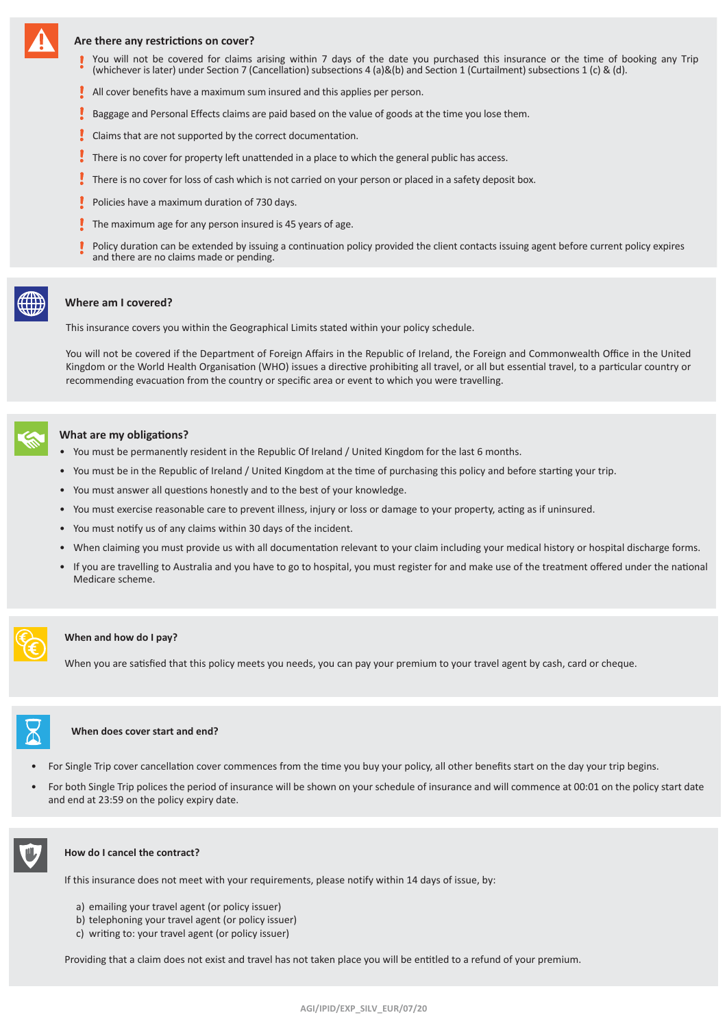## Are there any restrictions on cover?

- You will not be covered for claims arising within 7 days of the date you purchased this insurance or the time of booking any Trip (whichever is later) under Section 7 (Cancellation) subsections 4 (a)&(b) and Section 1 (Curtailment) subsections 1 (c) & (d).
- All cover benefits have a maximum sum insured and this applies per person.
- Baggage and Personal Effects claims are paid based on the value of goods at the time you lose them.
- Claims that are not supported by the correct documentation.
- There is no cover for property left unattended in a place to which the general public has access.
- There is no cover for loss of cash which is not carried on your person or placed in a safety deposit box.
- Policies have a maximum duration of 730 days.
- The maximum age for any person insured is 45 years of age.
- Policy duration can be extended by issuing a continuation policy provided the client contacts issuing agent before current policy expires and there are no claims made or pending.

## Where am I covered?

This insurance covers you within the Geographical Limits stated within your policy schedule.

You will not be covered if the Department of Foreign Affairs in the Republic of Ireland, the Foreign and Commonwealth Office in the United Kingdom or the World Health Organisation (WHO) issues a directive prohibiting all travel, or all but essential travel, to a particular country or recommending evacuation from the country or specific area or event to which you were travelling.

## What are my obligations?

- You must be permanently resident in the Republic Of Ireland / United Kingdom for the last 6 months.
- You must be in the Republic of Ireland / United Kingdom at the time of purchasing this policy and before starting your trip.
- You must answer all questions honestly and to the best of your knowledge.
- You must exercise reasonable care to prevent illness, injury or loss or damage to your property, acting as if uninsured.
- You must notify us of any claims within 30 days of the incident.
- When claiming you must provide us with all documentation relevant to your claim including your medical history or hospital discharge forms.
- If you are travelling to Australia and you have to go to hospital, you must register for and make use of the treatment offered under the national Medicare scheme.

## When and how do I pay?

When you are satisfied that this policy meets you needs, you can pay your premium to your travel agent by cash, card or cheque.

## When does cover start and end?

- For Single Trip cover cancellation cover commences from the time you buy your policy, all other benefits start on the day your trip begins.
- For both Single Trip polices the period of insurance will be shown on your schedule of insurance and will commence at 00:01 on the policy start date and end at 23:59 on the policy expiry date.

## How do I cancel the contract?

If this insurance does not meet with your requirements, please notify within 14 days of issue, by:

a) emailing your travel agent (or policy issuer)
b) telephoning your travel agent (or policy issuer)
c) writing to: your travel agent (or policy issuer)

Providing that a claim does not exist and travel has not taken place you will be entitled to a refund of your premium.

AGI/IPID/EXP_SILV_EUR/07/20